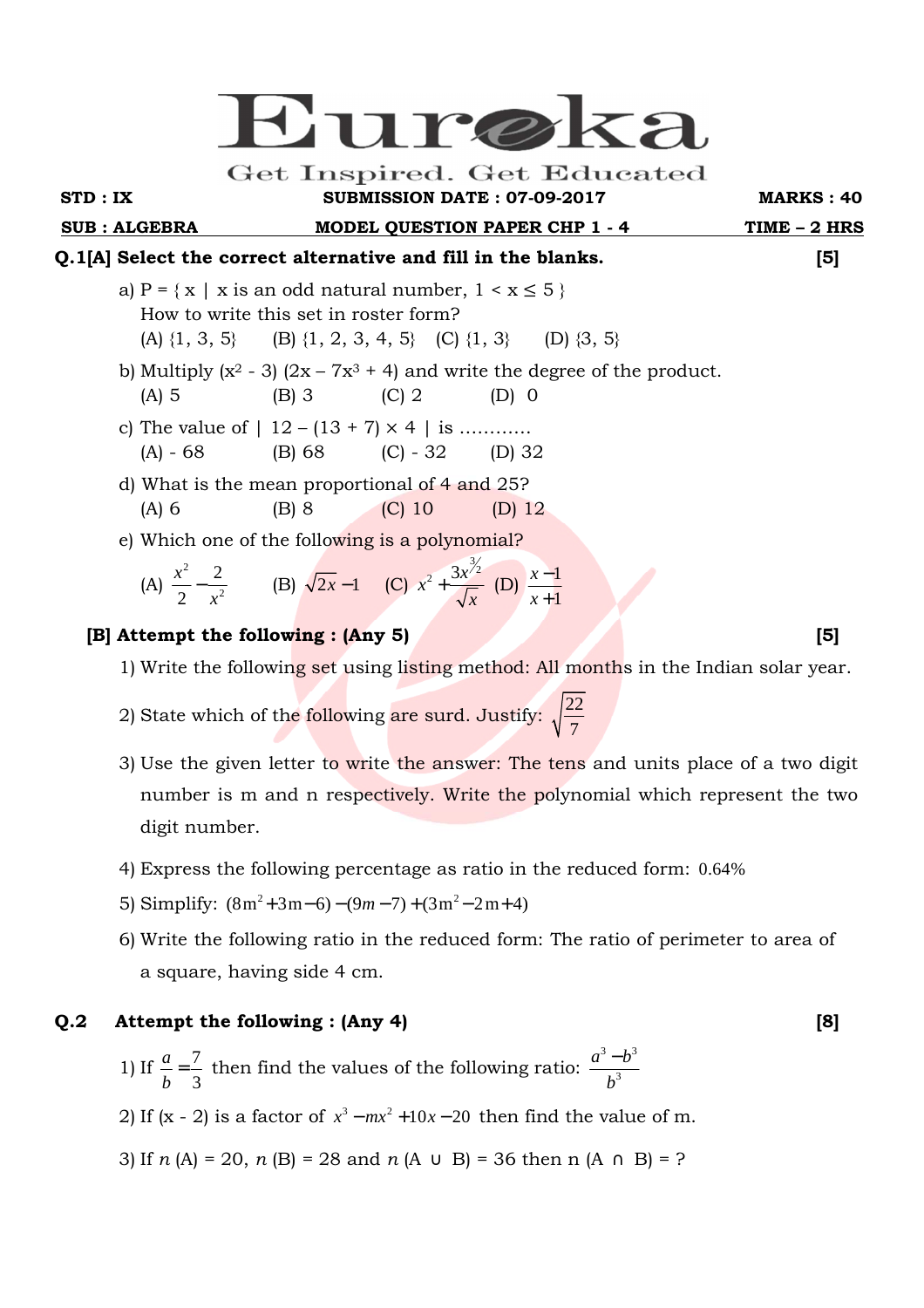# Eureka

Get Inspired. Get Educated

**STD : IX** | **SUBMISSION DATE : 07-09-2017** | **MARKS : 40**

**SUB : ALGEBRA** | **MODEL QUESTION PAPER CHP 1 - 4** | **TIME – 2 HRS**

**Q.1[A] Select the correct alternative and fill in the blanks.** **[5]**

a) P = { x | x is an odd natural number, $1 < x \leq 5$ }
How to write this set in roster form?
(A) {1, 3, 5} (B) {1, 2, 3, 4, 5} (C) {1, 3} (D) {3, 5}

b) Multiply $(x^2 - 3)(2x - 7x^3 + 4)$ and write the degree of the product.
(A) 5 (B) 3 (C) 2 (D) 0

c) The value of $| 12 - (13 + 7) \times 4 |$ is ............
(A) - 68 (B) 68 (C) - 32 (D) 32

d) What is the mean proportional of 4 and 25?
(A) 6 (B) 8 (C) 10 (D) 12

e) Which one of the following is a polynomial?
(A) $\frac{x^2}{2} - \frac{2}{x^2}$ (B) $\sqrt{2x} - 1$ (C) $x^2 + \frac{3x^{3/2}}{\sqrt{x}}$ (D) $\frac{x-1}{x+1}$

**[B] Attempt the following : (Any 5)** **[5]**

1) Write the following set using listing method: All months in the Indian solar year.

2) State which of the following are surd. Justify: $\sqrt{\frac{22}{7}}$

3) Use the given letter to write the answer: The tens and units place of a two digit number is m and n respectively. Write the polynomial which represent the two digit number.

4) Express the following percentage as ratio in the reduced form: 0.64%

5) Simplify: $(8m^2 + 3m - 6) - (9m - 7) + (3m^2 - 2m + 4)$

6) Write the following ratio in the reduced form: The ratio of perimeter to area of a square, having side 4 cm.

**Q.2 Attempt the following : (Any 4)** **[8]**

1) If $\frac{a}{b} = \frac{7}{3}$ then find the values of the following ratio: $\frac{a^3 - b^3}{b^3}$

2) If (x - 2) is a factor of $x^3 - mx^2 + 10x - 20$ then find the value of m.

3) If $n$ (A) = 20, $n$ (B) = 28 and $n$ (A ∪ B) = 36 then n (A ∩ B) = ?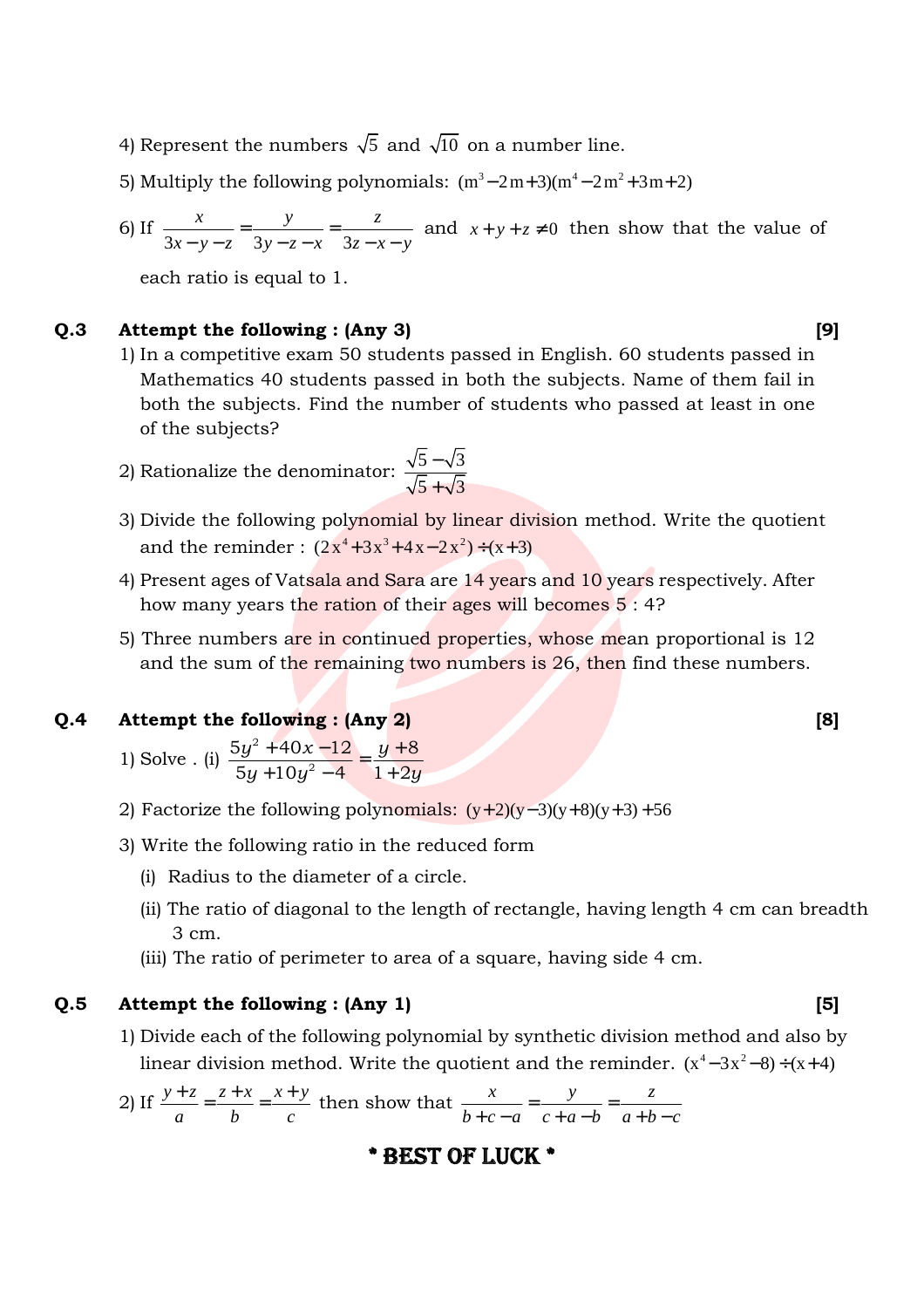4) Represent the numbers $\sqrt{5}$ and $\sqrt{10}$ on a number line.

5) Multiply the following polynomials: $(m^3 - 2m + 3)(m^4 - 2m^2 + 3m + 2)$

6) If $\dfrac{x}{3x - y - z} = \dfrac{y}{3y - z - x} = \dfrac{z}{3z - x - y}$ and $x + y + z \neq 0$ then show that the value of each ratio is equal to 1.

**Q.3 Attempt the following : (Any 3)** **[9]**

1) In a competitive exam 50 students passed in English. 60 students passed in Mathematics 40 students passed in both the subjects. Name of them fail in both the subjects. Find the number of students who passed at least in one of the subjects?

2) Rationalize the denominator: $\dfrac{\sqrt{5} - \sqrt{3}}{\sqrt{5} + \sqrt{3}}$

3) Divide the following polynomial by linear division method. Write the quotient and the reminder : $(2x^4 + 3x^3 + 4x - 2x^2) \div (x + 3)$

4) Present ages of Vatsala and Sara are 14 years and 10 years respectively. After how many years the ration of their ages will becomes 5 : 4?

5) Three numbers are in continued properties, whose mean proportional is 12 and the sum of the remaining two numbers is 26, then find these numbers.

**Q.4 Attempt the following : (Any 2)** **[8]**

1) Solve . (i) $\dfrac{5y^2 + 40x - 12}{5y + 10y^2 - 4} = \dfrac{y + 8}{1 + 2y}$

2) Factorize the following polynomials: $(y + 2)(y - 3)(y + 8)(y + 3) + 56$

3) Write the following ratio in the reduced form

   (i) Radius to the diameter of a circle.

   (ii) The ratio of diagonal to the length of rectangle, having length 4 cm can breadth 3 cm.

   (iii) The ratio of perimeter to area of a square, having side 4 cm.

**Q.5 Attempt the following : (Any 1)** **[5]**

1) Divide each of the following polynomial by synthetic division method and also by linear division method. Write the quotient and the reminder. $(x^4 - 3x^2 - 8) \div (x + 4)$

2) If $\dfrac{y + z}{a} = \dfrac{z + x}{b} = \dfrac{x + y}{c}$ then show that $\dfrac{x}{b + c - a} = \dfrac{y}{c + a - b} = \dfrac{z}{a + b - c}$

**\* BEST OF LUCK \***